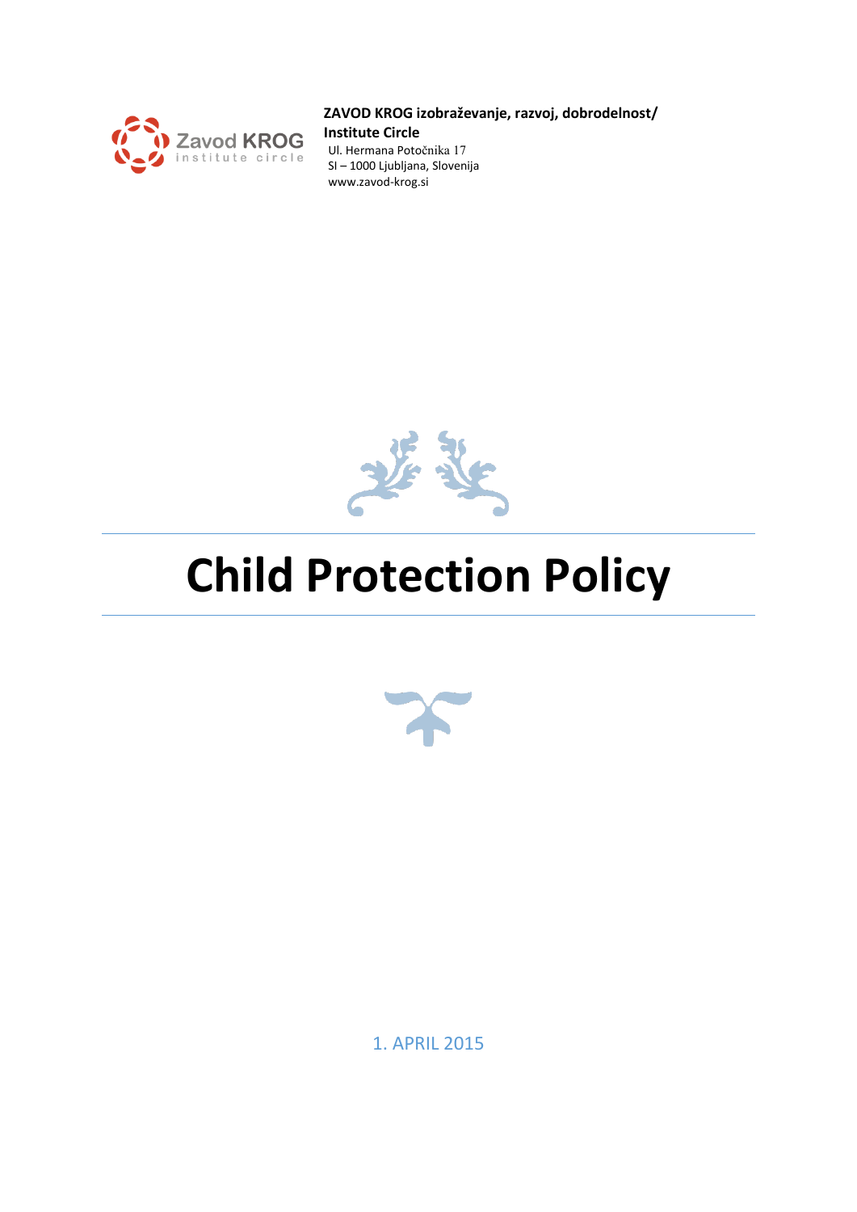**ZAVOD KROG izobraževanje, razvoj, dobrodelnost/ Institute Circle**

Ul. Hermana Potočnika 17
SI – 1000 Ljubljana, Slovenija
www.zavod-krog.si

# Child Protection Policy

1. APRIL 2015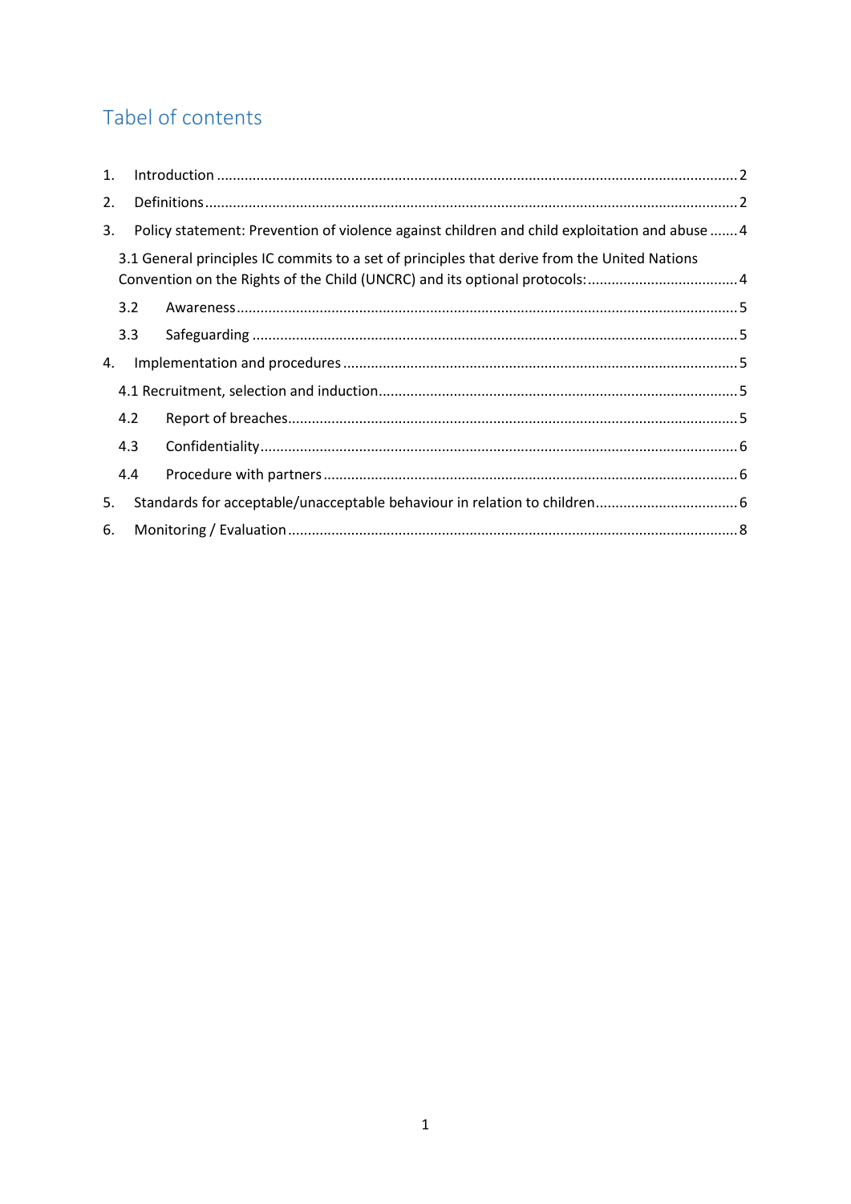# Tabel of contents

1. Introduction ........................................................................................................................... 2
2. Definitions.............................................................................................................................. 2
3. Policy statement: Prevention of violence against children and child exploitation and abuse ....... 4

    3.1 General principles IC commits to a set of principles that derive from the United Nations Convention on the Rights of the Child (UNCRC) and its optional protocols: ...................................... 4

    3.2 Awareness............................................................................................................................. 5

    3.3 Safeguarding ......................................................................................................................... 5

4. Implementation and procedures ................................................................................................. 5

    4.1 Recruitment, selection and induction........................................................................................ 5

    4.2 Report of breaches................................................................................................................. 5

    4.3 Confidentiality........................................................................................................................ 6

    4.4 Procedure with partners ........................................................................................................ 6

5. Standards for acceptable/unacceptable behaviour in relation to children.................................... 6
6. Monitoring / Evaluation ................................................................................................................ 8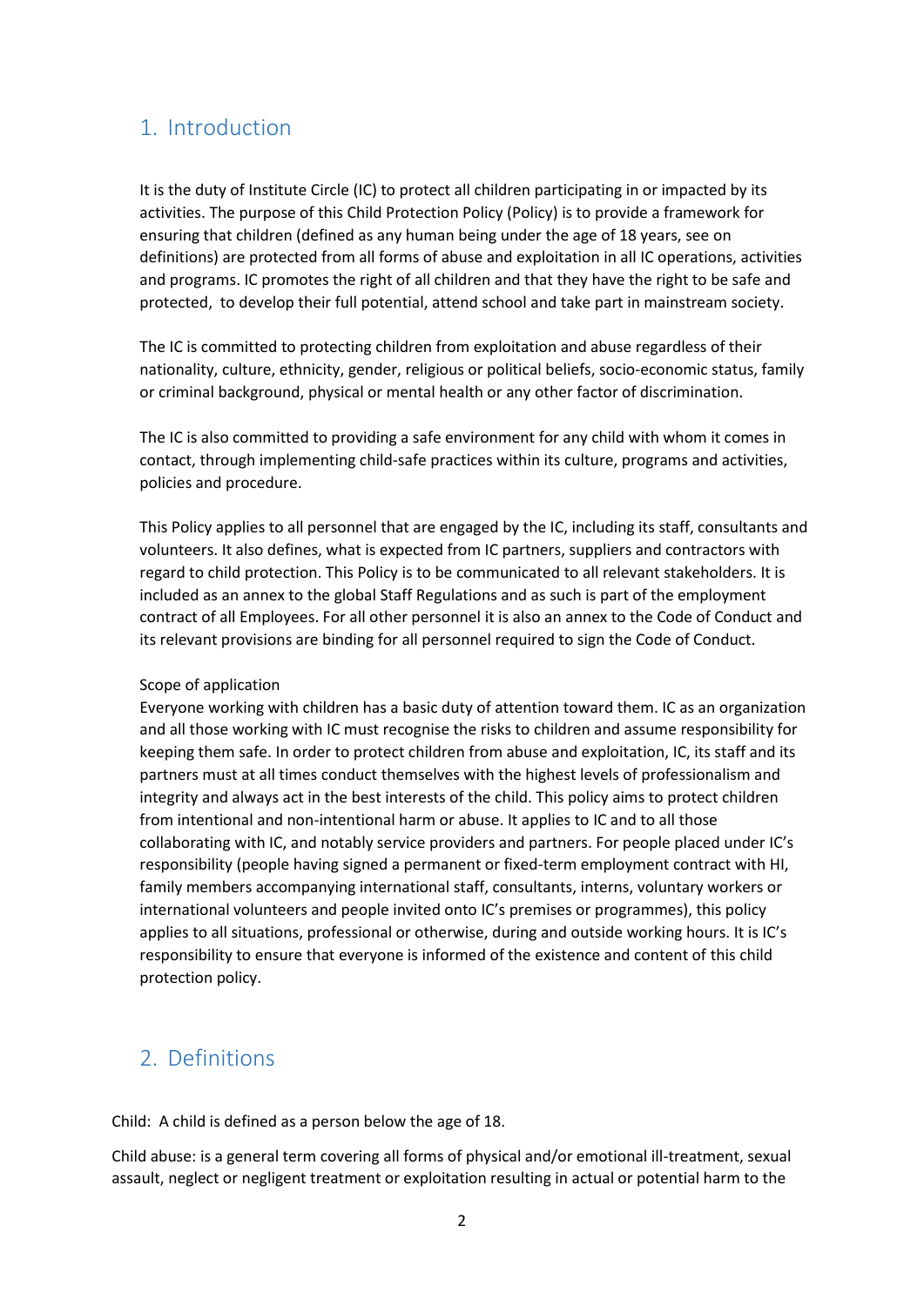## 1. Introduction

It is the duty of Institute Circle (IC) to protect all children participating in or impacted by its activities. The purpose of this Child Protection Policy (Policy) is to provide a framework for ensuring that children (defined as any human being under the age of 18 years, see on definitions) are protected from all forms of abuse and exploitation in all IC operations, activities and programs. IC promotes the right of all children and that they have the right to be safe and protected, to develop their full potential, attend school and take part in mainstream society.

The IC is committed to protecting children from exploitation and abuse regardless of their nationality, culture, ethnicity, gender, religious or political beliefs, socio-economic status, family or criminal background, physical or mental health or any other factor of discrimination.

The IC is also committed to providing a safe environment for any child with whom it comes in contact, through implementing child-safe practices within its culture, programs and activities, policies and procedure.

This Policy applies to all personnel that are engaged by the IC, including its staff, consultants and volunteers. It also defines, what is expected from IC partners, suppliers and contractors with regard to child protection. This Policy is to be communicated to all relevant stakeholders. It is included as an annex to the global Staff Regulations and as such is part of the employment contract of all Employees. For all other personnel it is also an annex to the Code of Conduct and its relevant provisions are binding for all personnel required to sign the Code of Conduct.

Scope of application
Everyone working with children has a basic duty of attention toward them. IC as an organization and all those working with IC must recognise the risks to children and assume responsibility for keeping them safe. In order to protect children from abuse and exploitation, IC, its staff and its partners must at all times conduct themselves with the highest levels of professionalism and integrity and always act in the best interests of the child. This policy aims to protect children from intentional and non-intentional harm or abuse. It applies to IC and to all those collaborating with IC, and notably service providers and partners. For people placed under IC's responsibility (people having signed a permanent or fixed-term employment contract with HI, family members accompanying international staff, consultants, interns, voluntary workers or international volunteers and people invited onto IC's premises or programmes), this policy applies to all situations, professional or otherwise, during and outside working hours. It is IC's responsibility to ensure that everyone is informed of the existence and content of this child protection policy.

## 2. Definitions

Child: A child is defined as a person below the age of 18.

Child abuse: is a general term covering all forms of physical and/or emotional ill-treatment, sexual assault, neglect or negligent treatment or exploitation resulting in actual or potential harm to the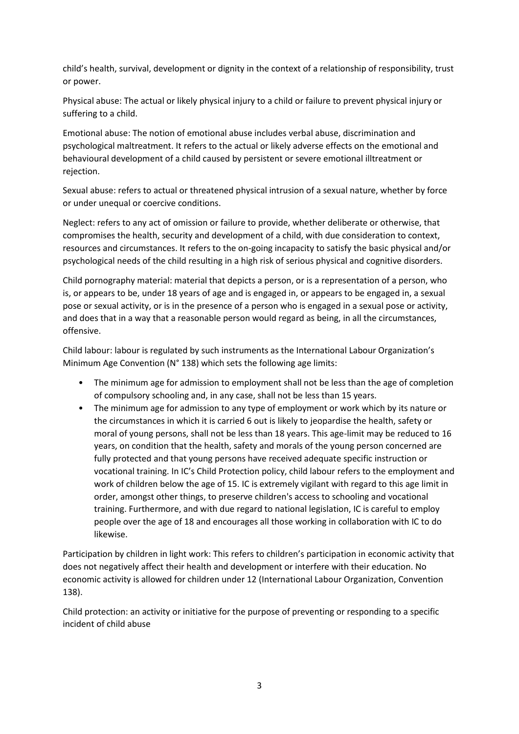child's health, survival, development or dignity in the context of a relationship of responsibility, trust or power.

Physical abuse: The actual or likely physical injury to a child or failure to prevent physical injury or suffering to a child.

Emotional abuse: The notion of emotional abuse includes verbal abuse, discrimination and psychological maltreatment. It refers to the actual or likely adverse effects on the emotional and behavioural development of a child caused by persistent or severe emotional illtreatment or rejection.

Sexual abuse: refers to actual or threatened physical intrusion of a sexual nature, whether by force or under unequal or coercive conditions.

Neglect: refers to any act of omission or failure to provide, whether deliberate or otherwise, that compromises the health, security and development of a child, with due consideration to context, resources and circumstances. It refers to the on-going incapacity to satisfy the basic physical and/or psychological needs of the child resulting in a high risk of serious physical and cognitive disorders.

Child pornography material: material that depicts a person, or is a representation of a person, who is, or appears to be, under 18 years of age and is engaged in, or appears to be engaged in, a sexual pose or sexual activity, or is in the presence of a person who is engaged in a sexual pose or activity, and does that in a way that a reasonable person would regard as being, in all the circumstances, offensive.

Child labour: labour is regulated by such instruments as the International Labour Organization's Minimum Age Convention (N° 138) which sets the following age limits:

- The minimum age for admission to employment shall not be less than the age of completion of compulsory schooling and, in any case, shall not be less than 15 years.
- The minimum age for admission to any type of employment or work which by its nature or the circumstances in which it is carried 6 out is likely to jeopardise the health, safety or moral of young persons, shall not be less than 18 years. This age-limit may be reduced to 16 years, on condition that the health, safety and morals of the young person concerned are fully protected and that young persons have received adequate specific instruction or vocational training. In IC's Child Protection policy, child labour refers to the employment and work of children below the age of 15. IC is extremely vigilant with regard to this age limit in order, amongst other things, to preserve children's access to schooling and vocational training. Furthermore, and with due regard to national legislation, IC is careful to employ people over the age of 18 and encourages all those working in collaboration with IC to do likewise.

Participation by children in light work: This refers to children's participation in economic activity that does not negatively affect their health and development or interfere with their education. No economic activity is allowed for children under 12 (International Labour Organization, Convention 138).

Child protection: an activity or initiative for the purpose of preventing or responding to a specific incident of child abuse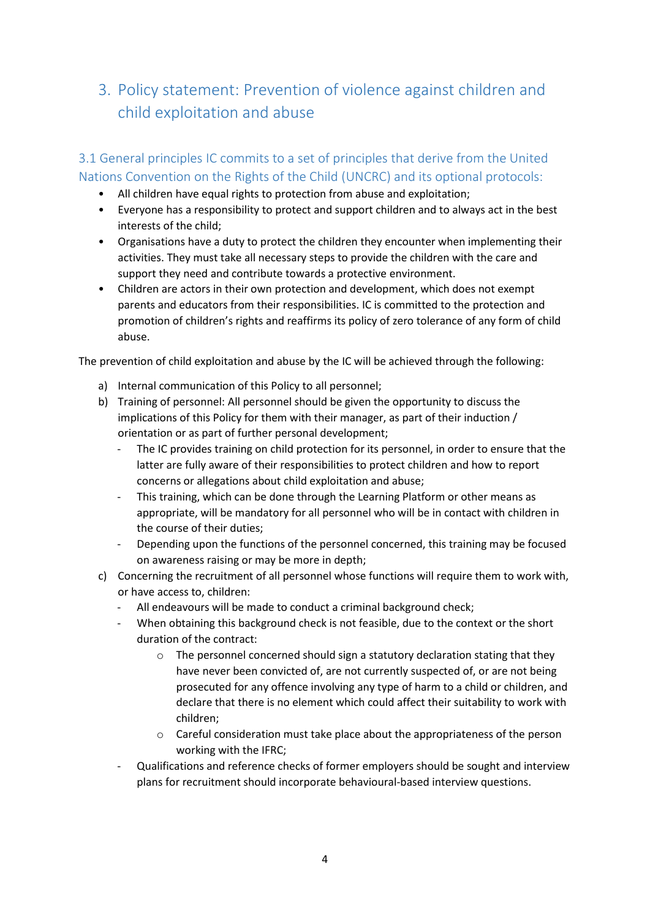# 3. Policy statement: Prevention of violence against children and child exploitation and abuse

## 3.1 General principles IC commits to a set of principles that derive from the United Nations Convention on the Rights of the Child (UNCRC) and its optional protocols:

- All children have equal rights to protection from abuse and exploitation;
- Everyone has a responsibility to protect and support children and to always act in the best interests of the child;
- Organisations have a duty to protect the children they encounter when implementing their activities. They must take all necessary steps to provide the children with the care and support they need and contribute towards a protective environment.
- Children are actors in their own protection and development, which does not exempt parents and educators from their responsibilities. IC is committed to the protection and promotion of children's rights and reaffirms its policy of zero tolerance of any form of child abuse.

The prevention of child exploitation and abuse by the IC will be achieved through the following:

a) Internal communication of this Policy to all personnel;
b) Training of personnel: All personnel should be given the opportunity to discuss the implications of this Policy for them with their manager, as part of their induction / orientation or as part of further personal development;
   - The IC provides training on child protection for its personnel, in order to ensure that the latter are fully aware of their responsibilities to protect children and how to report concerns or allegations about child exploitation and abuse;
   - This training, which can be done through the Learning Platform or other means as appropriate, will be mandatory for all personnel who will be in contact with children in the course of their duties;
   - Depending upon the functions of the personnel concerned, this training may be focused on awareness raising or may be more in depth;
c) Concerning the recruitment of all personnel whose functions will require them to work with, or have access to, children:
   - All endeavours will be made to conduct a criminal background check;
   - When obtaining this background check is not feasible, due to the context or the short duration of the contract:
     - The personnel concerned should sign a statutory declaration stating that they have never been convicted of, are not currently suspected of, or are not being prosecuted for any offence involving any type of harm to a child or children, and declare that there is no element which could affect their suitability to work with children;
     - Careful consideration must take place about the appropriateness of the person working with the IFRC;
   - Qualifications and reference checks of former employers should be sought and interview plans for recruitment should incorporate behavioural-based interview questions.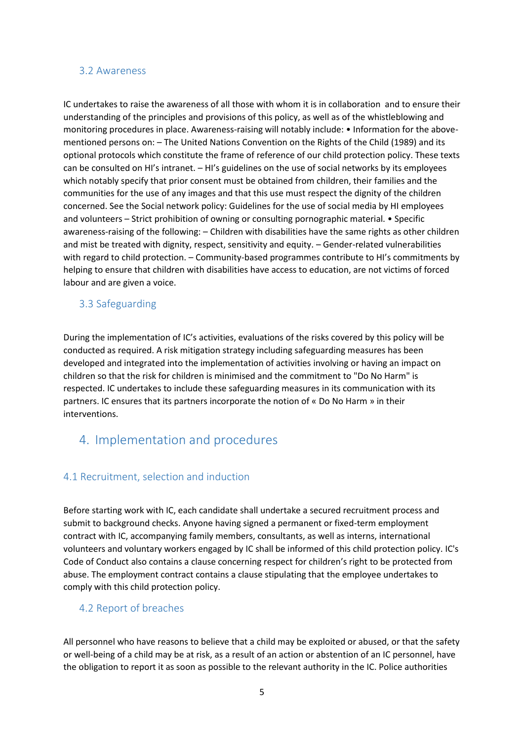### 3.2 Awareness

IC undertakes to raise the awareness of all those with whom it is in collaboration  and to ensure their understanding of the principles and provisions of this policy, as well as of the whistleblowing and monitoring procedures in place. Awareness-raising will notably include: • Information for the above-mentioned persons on: – The United Nations Convention on the Rights of the Child (1989) and its optional protocols which constitute the frame of reference of our child protection policy. These texts can be consulted on HI's intranet. – HI's guidelines on the use of social networks by its employees which notably specify that prior consent must be obtained from children, their families and the communities for the use of any images and that this use must respect the dignity of the children concerned. See the Social network policy: Guidelines for the use of social media by HI employees and volunteers – Strict prohibition of owning or consulting pornographic material. • Specific awareness-raising of the following: – Children with disabilities have the same rights as other children and mist be treated with dignity, respect, sensitivity and equity. – Gender-related vulnerabilities with regard to child protection. – Community-based programmes contribute to HI's commitments by helping to ensure that children with disabilities have access to education, are not victims of forced labour and are given a voice.

### 3.3 Safeguarding

During the implementation of IC's activities, evaluations of the risks covered by this policy will be conducted as required. A risk mitigation strategy including safeguarding measures has been developed and integrated into the implementation of activities involving or having an impact on children so that the risk for children is minimised and the commitment to "Do No Harm" is respected. IC undertakes to include these safeguarding measures in its communication with its partners. IC ensures that its partners incorporate the notion of « Do No Harm » in their interventions.

## 4. Implementation and procedures

### 4.1 Recruitment, selection and induction

Before starting work with IC, each candidate shall undertake a secured recruitment process and submit to background checks. Anyone having signed a permanent or fixed-term employment contract with IC, accompanying family members, consultants, as well as interns, international volunteers and voluntary workers engaged by IC shall be informed of this child protection policy. IC's Code of Conduct also contains a clause concerning respect for children's right to be protected from abuse. The employment contract contains a clause stipulating that the employee undertakes to comply with this child protection policy.

### 4.2 Report of breaches

All personnel who have reasons to believe that a child may be exploited or abused, or that the safety or well-being of a child may be at risk, as a result of an action or abstention of an IC personnel, have the obligation to report it as soon as possible to the relevant authority in the IC. Police authorities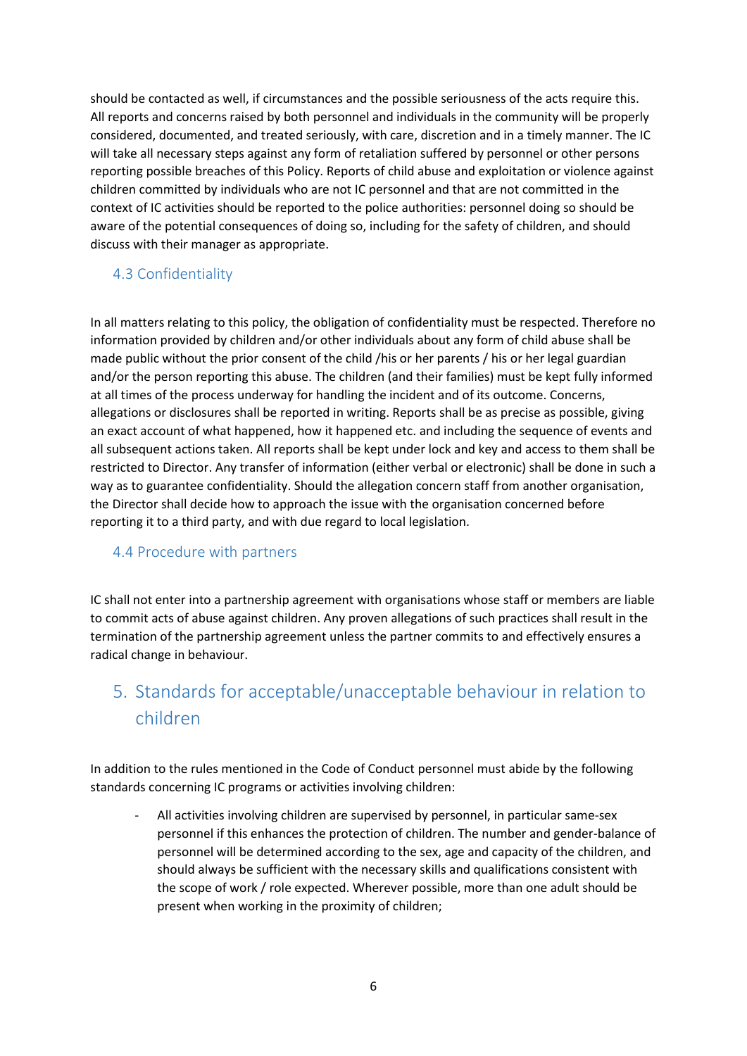should be contacted as well, if circumstances and the possible seriousness of the acts require this. All reports and concerns raised by both personnel and individuals in the community will be properly considered, documented, and treated seriously, with care, discretion and in a timely manner. The IC will take all necessary steps against any form of retaliation suffered by personnel or other persons reporting possible breaches of this Policy. Reports of child abuse and exploitation or violence against children committed by individuals who are not IC personnel and that are not committed in the context of IC activities should be reported to the police authorities: personnel doing so should be aware of the potential consequences of doing so, including for the safety of children, and should discuss with their manager as appropriate.

### 4.3 Confidentiality

In all matters relating to this policy, the obligation of confidentiality must be respected. Therefore no information provided by children and/or other individuals about any form of child abuse shall be made public without the prior consent of the child /his or her parents / his or her legal guardian and/or the person reporting this abuse. The children (and their families) must be kept fully informed at all times of the process underway for handling the incident and of its outcome. Concerns, allegations or disclosures shall be reported in writing. Reports shall be as precise as possible, giving an exact account of what happened, how it happened etc. and including the sequence of events and all subsequent actions taken. All reports shall be kept under lock and key and access to them shall be restricted to Director. Any transfer of information (either verbal or electronic) shall be done in such a way as to guarantee confidentiality. Should the allegation concern staff from another organisation, the Director shall decide how to approach the issue with the organisation concerned before reporting it to a third party, and with due regard to local legislation.

### 4.4 Procedure with partners

IC shall not enter into a partnership agreement with organisations whose staff or members are liable to commit acts of abuse against children. Any proven allegations of such practices shall result in the termination of the partnership agreement unless the partner commits to and effectively ensures a radical change in behaviour.

## 5. Standards for acceptable/unacceptable behaviour in relation to children

In addition to the rules mentioned in the Code of Conduct personnel must abide by the following standards concerning IC programs or activities involving children:

- All activities involving children are supervised by personnel, in particular same-sex personnel if this enhances the protection of children. The number and gender-balance of personnel will be determined according to the sex, age and capacity of the children, and should always be sufficient with the necessary skills and qualifications consistent with the scope of work / role expected. Wherever possible, more than one adult should be present when working in the proximity of children;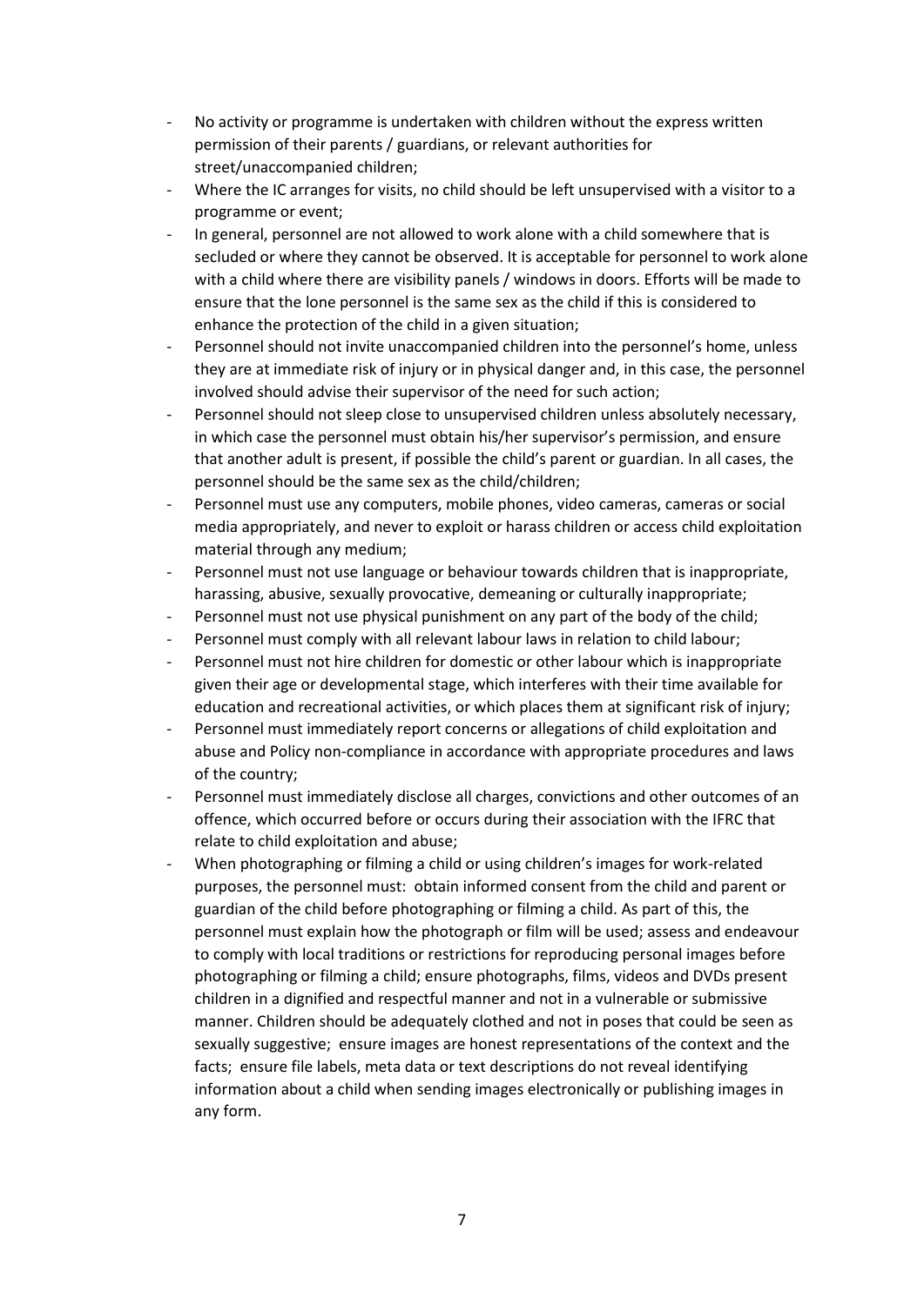- No activity or programme is undertaken with children without the express written permission of their parents / guardians, or relevant authorities for street/unaccompanied children;
- Where the IC arranges for visits, no child should be left unsupervised with a visitor to a programme or event;
- In general, personnel are not allowed to work alone with a child somewhere that is secluded or where they cannot be observed. It is acceptable for personnel to work alone with a child where there are visibility panels / windows in doors. Efforts will be made to ensure that the lone personnel is the same sex as the child if this is considered to enhance the protection of the child in a given situation;
- Personnel should not invite unaccompanied children into the personnel's home, unless they are at immediate risk of injury or in physical danger and, in this case, the personnel involved should advise their supervisor of the need for such action;
- Personnel should not sleep close to unsupervised children unless absolutely necessary, in which case the personnel must obtain his/her supervisor's permission, and ensure that another adult is present, if possible the child's parent or guardian. In all cases, the personnel should be the same sex as the child/children;
- Personnel must use any computers, mobile phones, video cameras, cameras or social media appropriately, and never to exploit or harass children or access child exploitation material through any medium;
- Personnel must not use language or behaviour towards children that is inappropriate, harassing, abusive, sexually provocative, demeaning or culturally inappropriate;
- Personnel must not use physical punishment on any part of the body of the child;
- Personnel must comply with all relevant labour laws in relation to child labour;
- Personnel must not hire children for domestic or other labour which is inappropriate given their age or developmental stage, which interferes with their time available for education and recreational activities, or which places them at significant risk of injury;
- Personnel must immediately report concerns or allegations of child exploitation and abuse and Policy non-compliance in accordance with appropriate procedures and laws of the country;
- Personnel must immediately disclose all charges, convictions and other outcomes of an offence, which occurred before or occurs during their association with the IFRC that relate to child exploitation and abuse;
- When photographing or filming a child or using children's images for work-related purposes, the personnel must: obtain informed consent from the child and parent or guardian of the child before photographing or filming a child. As part of this, the personnel must explain how the photograph or film will be used; assess and endeavour to comply with local traditions or restrictions for reproducing personal images before photographing or filming a child; ensure photographs, films, videos and DVDs present children in a dignified and respectful manner and not in a vulnerable or submissive manner. Children should be adequately clothed and not in poses that could be seen as sexually suggestive; ensure images are honest representations of the context and the facts; ensure file labels, meta data or text descriptions do not reveal identifying information about a child when sending images electronically or publishing images in any form.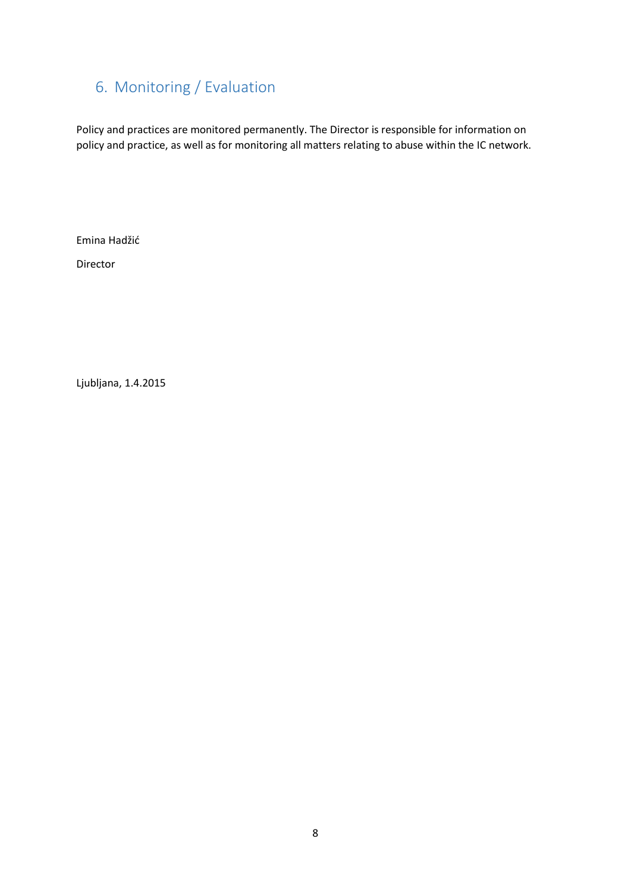## 6. Monitoring / Evaluation

Policy and practices are monitored permanently. The Director is responsible for information on policy and practice, as well as for monitoring all matters relating to abuse within the IC network.

Emina Hadžić

Director

Ljubljana, 1.4.2015